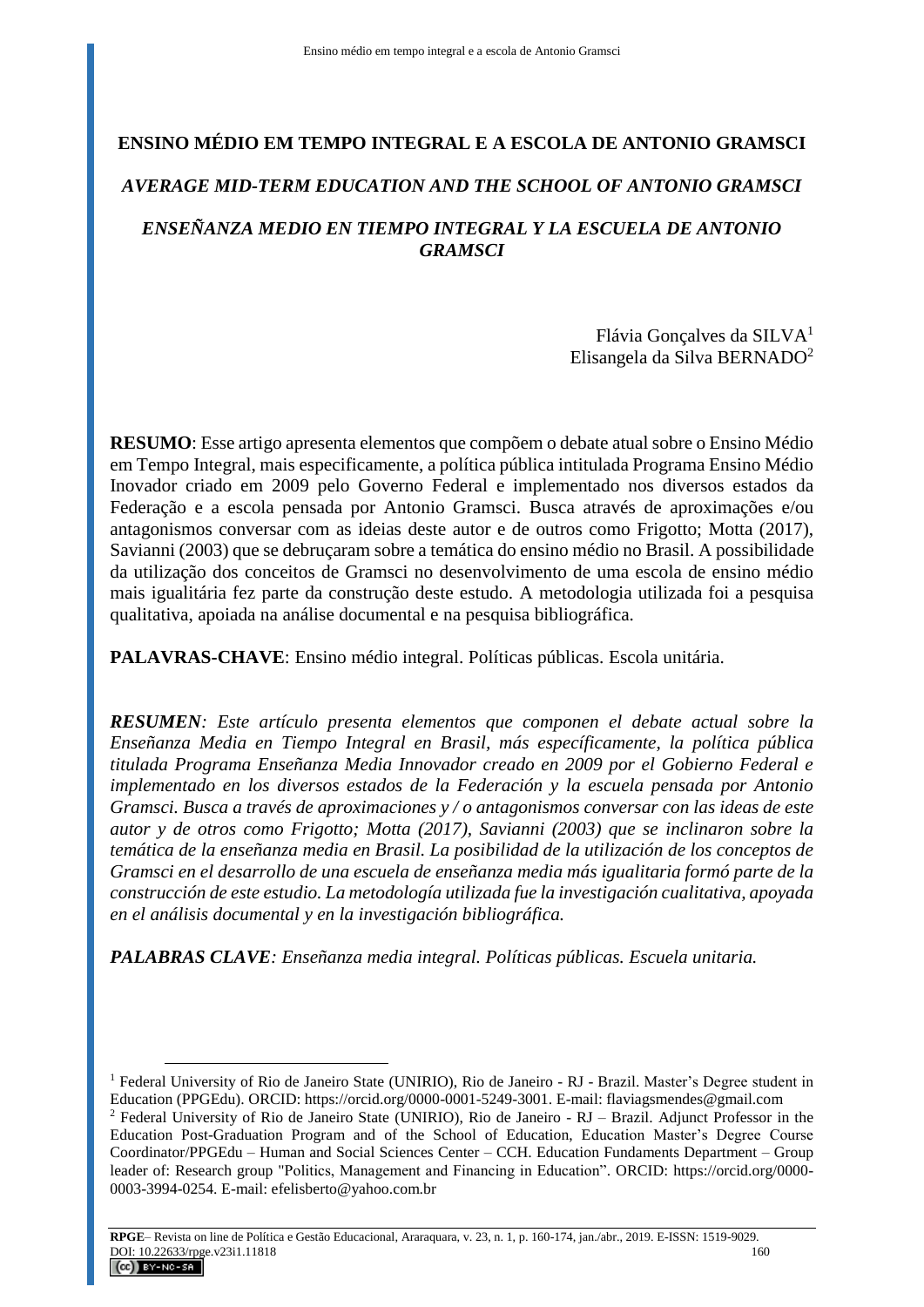# ENSINO MÉDIO EM TEMPO INTEGRAL E A ESCOLA DE ANTONIO GRAMSCI

## *AVERAGE MID-TERM EDUCATION AND THE SCHOOL OF ANTONIO GRAMSCI*

## *ENSEÑANZA MEDIO EN TIEMPO INTEGRAL Y LA ESCUELA DE ANTONIO GRAMSCI*

Flávia Gonçalves da SILVA[1]
Elisangela da Silva BERNADO[2]

**RESUMO**: Esse artigo apresenta elementos que compõem o debate atual sobre o Ensino Médio em Tempo Integral, mais especificamente, a política pública intitulada Programa Ensino Médio Inovador criado em 2009 pelo Governo Federal e implementado nos diversos estados da Federação e a escola pensada por Antonio Gramsci. Busca através de aproximações e/ou antagonismos conversar com as ideias deste autor e de outros como Frigotto; Motta (2017), Savianni (2003) que se debruçaram sobre a temática do ensino médio no Brasil. A possibilidade da utilização dos conceitos de Gramsci no desenvolvimento de uma escola de ensino médio mais igualitária fez parte da construção deste estudo. A metodologia utilizada foi a pesquisa qualitativa, apoiada na análise documental e na pesquisa bibliográfica.

**PALAVRAS-CHAVE**: Ensino médio integral. Políticas públicas. Escola unitária.

***RESUMEN****: Este artículo presenta elementos que componen el debate actual sobre la Enseñanza Media en Tiempo Integral en Brasil, más específicamente, la política pública titulada Programa Enseñanza Media Innovador creado en 2009 por el Gobierno Federal e implementado en los diversos estados de la Federación y la escuela pensada por Antonio Gramsci. Busca a través de aproximaciones y / o antagonismos conversar con las ideas de este autor y de otros como Frigotto; Motta (2017), Savianni (2003) que se inclinaron sobre la temática de la enseñanza media en Brasil. La posibilidad de la utilización de los conceptos de Gramsci en el desarrollo de una escuela de enseñanza media más igualitaria formó parte de la construcción de este estudio. La metodología utilizada fue la investigación cualitativa, apoyada en el análisis documental y en la investigación bibliográfica.*

***PALABRAS CLAVE****: Enseñanza media integral. Políticas públicas. Escuela unitaria.*

---

[1] Federal University of Rio de Janeiro State (UNIRIO), Rio de Janeiro - RJ - Brazil. Master's Degree student in Education (PPGEdu). ORCID: https://orcid.org/0000-0001-5249-3001. E-mail: flaviagsmendes@gmail.com

[2] Federal University of Rio de Janeiro State (UNIRIO), Rio de Janeiro - RJ – Brazil. Adjunct Professor in the Education Post-Graduation Program and of the School of Education, Education Master's Degree Course Coordinator/PPGEdu – Human and Social Sciences Center – CCH. Education Fundaments Department – Group leader of: Research group "Politics, Management and Financing in Education". ORCID: https://orcid.org/0000-0003-3994-0254. E-mail: efelisberto@yahoo.com.br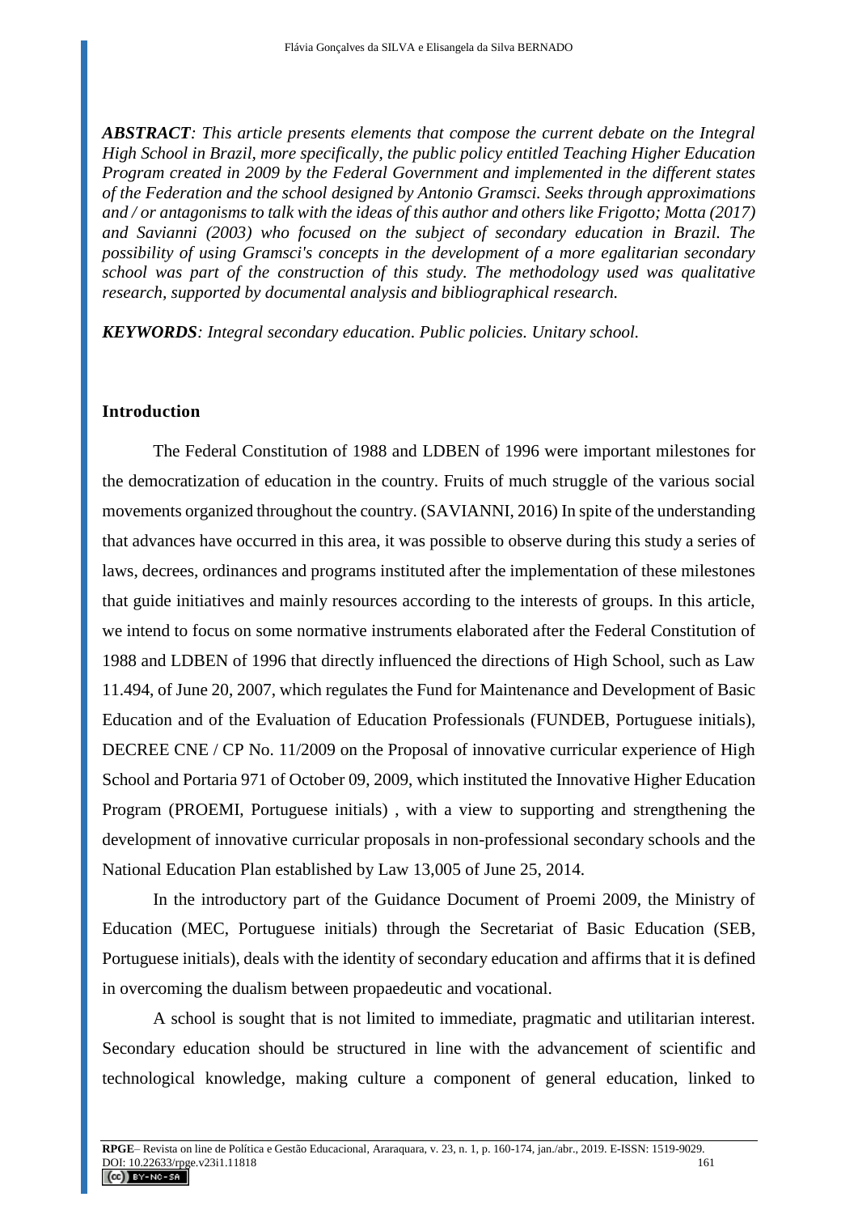***ABSTRACT****: This article presents elements that compose the current debate on the Integral High School in Brazil, more specifically, the public policy entitled Teaching Higher Education Program created in 2009 by the Federal Government and implemented in the different states of the Federation and the school designed by Antonio Gramsci. Seeks through approximations and / or antagonisms to talk with the ideas of this author and others like Frigotto; Motta (2017) and Savianni (2003) who focused on the subject of secondary education in Brazil. The possibility of using Gramsci's concepts in the development of a more egalitarian secondary school was part of the construction of this study. The methodology used was qualitative research, supported by documental analysis and bibliographical research.*

***KEYWORDS****: Integral secondary education. Public policies. Unitary school.*

## Introduction

The Federal Constitution of 1988 and LDBEN of 1996 were important milestones for the democratization of education in the country. Fruits of much struggle of the various social movements organized throughout the country. (SAVIANNI, 2016) In spite of the understanding that advances have occurred in this area, it was possible to observe during this study a series of laws, decrees, ordinances and programs instituted after the implementation of these milestones that guide initiatives and mainly resources according to the interests of groups. In this article, we intend to focus on some normative instruments elaborated after the Federal Constitution of 1988 and LDBEN of 1996 that directly influenced the directions of High School, such as Law 11.494, of June 20, 2007, which regulates the Fund for Maintenance and Development of Basic Education and of the Evaluation of Education Professionals (FUNDEB, Portuguese initials), DECREE CNE / CP No. 11/2009 on the Proposal of innovative curricular experience of High School and Portaria 971 of October 09, 2009, which instituted the Innovative Higher Education Program (PROEMI, Portuguese initials) , with a view to supporting and strengthening the development of innovative curricular proposals in non-professional secondary schools and the National Education Plan established by Law 13,005 of June 25, 2014.

In the introductory part of the Guidance Document of Proemi 2009, the Ministry of Education (MEC, Portuguese initials) through the Secretariat of Basic Education (SEB, Portuguese initials), deals with the identity of secondary education and affirms that it is defined in overcoming the dualism between propaedeutic and vocational.

A school is sought that is not limited to immediate, pragmatic and utilitarian interest. Secondary education should be structured in line with the advancement of scientific and technological knowledge, making culture a component of general education, linked to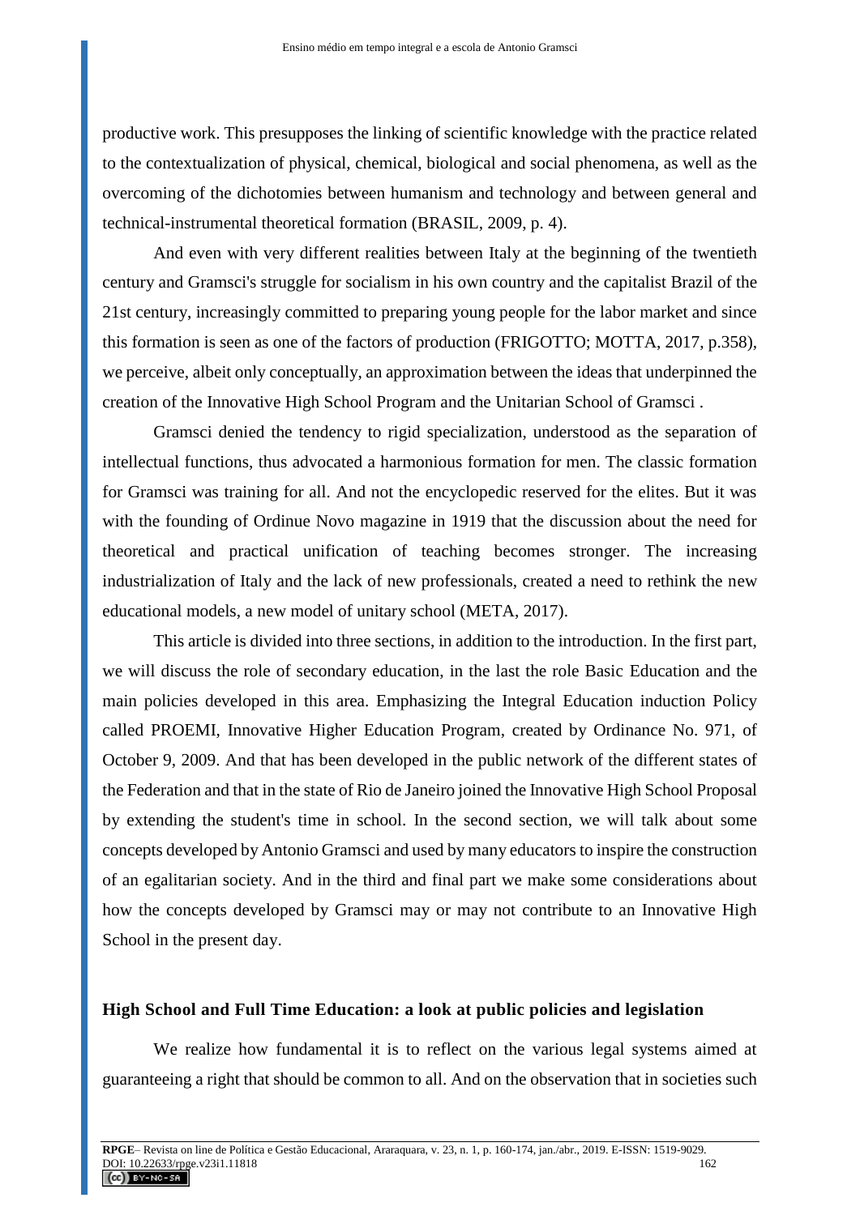productive work. This presupposes the linking of scientific knowledge with the practice related to the contextualization of physical, chemical, biological and social phenomena, as well as the overcoming of the dichotomies between humanism and technology and between general and technical-instrumental theoretical formation (BRASIL, 2009, p. 4).

And even with very different realities between Italy at the beginning of the twentieth century and Gramsci's struggle for socialism in his own country and the capitalist Brazil of the 21st century, increasingly committed to preparing young people for the labor market and since this formation is seen as one of the factors of production (FRIGOTTO; MOTTA, 2017, p.358), we perceive, albeit only conceptually, an approximation between the ideas that underpinned the creation of the Innovative High School Program and the Unitarian School of Gramsci .

Gramsci denied the tendency to rigid specialization, understood as the separation of intellectual functions, thus advocated a harmonious formation for men. The classic formation for Gramsci was training for all. And not the encyclopedic reserved for the elites. But it was with the founding of Ordinue Novo magazine in 1919 that the discussion about the need for theoretical and practical unification of teaching becomes stronger. The increasing industrialization of Italy and the lack of new professionals, created a need to rethink the new educational models, a new model of unitary school (META, 2017).

This article is divided into three sections, in addition to the introduction. In the first part, we will discuss the role of secondary education, in the last the role Basic Education and the main policies developed in this area. Emphasizing the Integral Education induction Policy called PROEMI, Innovative Higher Education Program, created by Ordinance No. 971, of October 9, 2009. And that has been developed in the public network of the different states of the Federation and that in the state of Rio de Janeiro joined the Innovative High School Proposal by extending the student's time in school. In the second section, we will talk about some concepts developed by Antonio Gramsci and used by many educators to inspire the construction of an egalitarian society. And in the third and final part we make some considerations about how the concepts developed by Gramsci may or may not contribute to an Innovative High School in the present day.

## High School and Full Time Education: a look at public policies and legislation

We realize how fundamental it is to reflect on the various legal systems aimed at guaranteeing a right that should be common to all. And on the observation that in societies such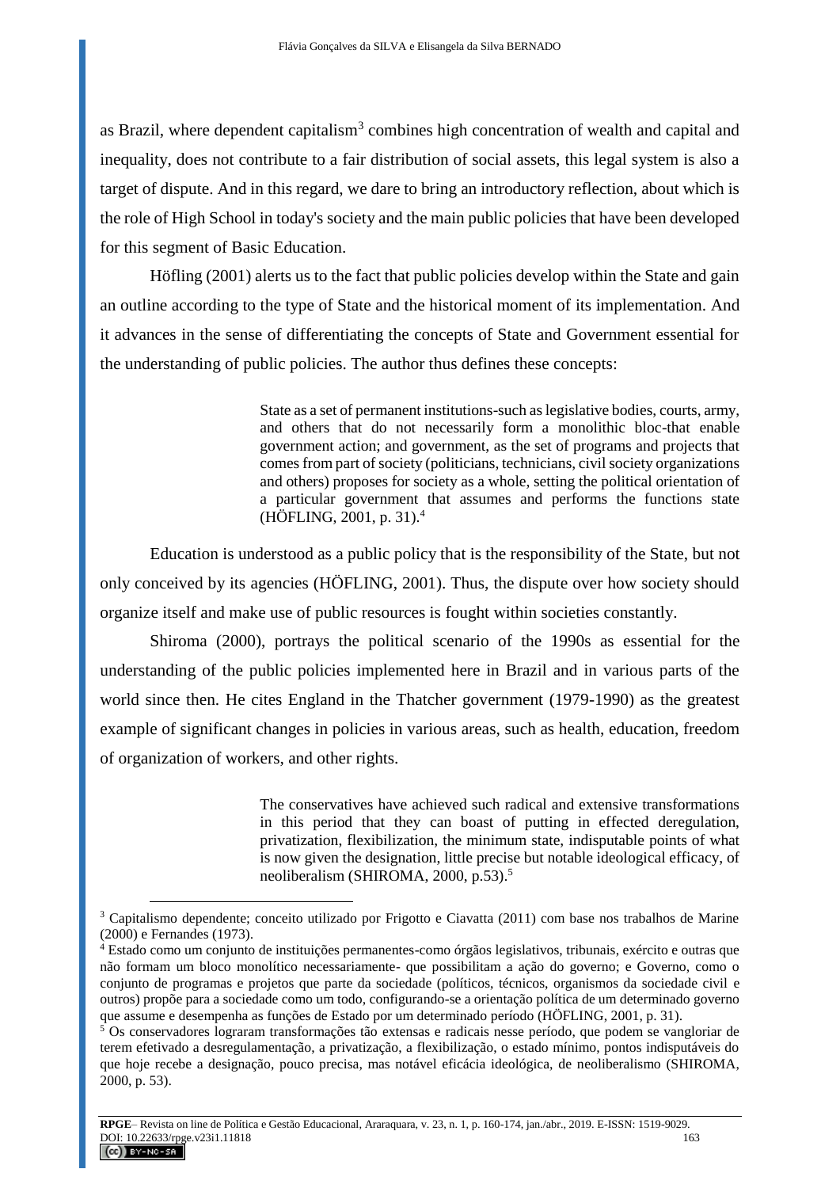as Brazil, where dependent capitalism[3] combines high concentration of wealth and capital and inequality, does not contribute to a fair distribution of social assets, this legal system is also a target of dispute. And in this regard, we dare to bring an introductory reflection, about which is the role of High School in today's society and the main public policies that have been developed for this segment of Basic Education.

Höfling (2001) alerts us to the fact that public policies develop within the State and gain an outline according to the type of State and the historical moment of its implementation. And it advances in the sense of differentiating the concepts of State and Government essential for the understanding of public policies. The author thus defines these concepts:

> State as a set of permanent institutions-such as legislative bodies, courts, army, and others that do not necessarily form a monolithic bloc-that enable government action; and government, as the set of programs and projects that comes from part of society (politicians, technicians, civil society organizations and others) proposes for society as a whole, setting the political orientation of a particular government that assumes and performs the functions state (HÖFLING, 2001, p. 31).[4]

Education is understood as a public policy that is the responsibility of the State, but not only conceived by its agencies (HÖFLING, 2001). Thus, the dispute over how society should organize itself and make use of public resources is fought within societies constantly.

Shiroma (2000), portrays the political scenario of the 1990s as essential for the understanding of the public policies implemented here in Brazil and in various parts of the world since then. He cites England in the Thatcher government (1979-1990) as the greatest example of significant changes in policies in various areas, such as health, education, freedom of organization of workers, and other rights.

> The conservatives have achieved such radical and extensive transformations in this period that they can boast of putting in effected deregulation, privatization, flexibilization, the minimum state, indisputable points of what is now given the designation, little precise but notable ideological efficacy, of neoliberalism (SHIROMA, 2000, p.53).[5]

---

[3] Capitalismo dependente; conceito utilizado por Frigotto e Ciavatta (2011) com base nos trabalhos de Marine (2000) e Fernandes (1973).

[4] Estado como um conjunto de instituições permanentes-como órgãos legislativos, tribunais, exército e outras que não formam um bloco monolítico necessariamente- que possibilitam a ação do governo; e Governo, como o conjunto de programas e projetos que parte da sociedade (políticos, técnicos, organismos da sociedade civil e outros) propõe para a sociedade como um todo, configurando-se a orientação política de um determinado governo que assume e desempenha as funções de Estado por um determinado período (HÖFLING, 2001, p. 31).

[5] Os conservadores lograram transformações tão extensas e radicais nesse período, que podem se vangloriar de terem efetivado a desregulamentação, a privatização, a flexibilização, o estado mínimo, pontos indisputáveis do que hoje recebe a designação, pouco precisa, mas notável eficácia ideológica, de neoliberalismo (SHIROMA, 2000, p. 53).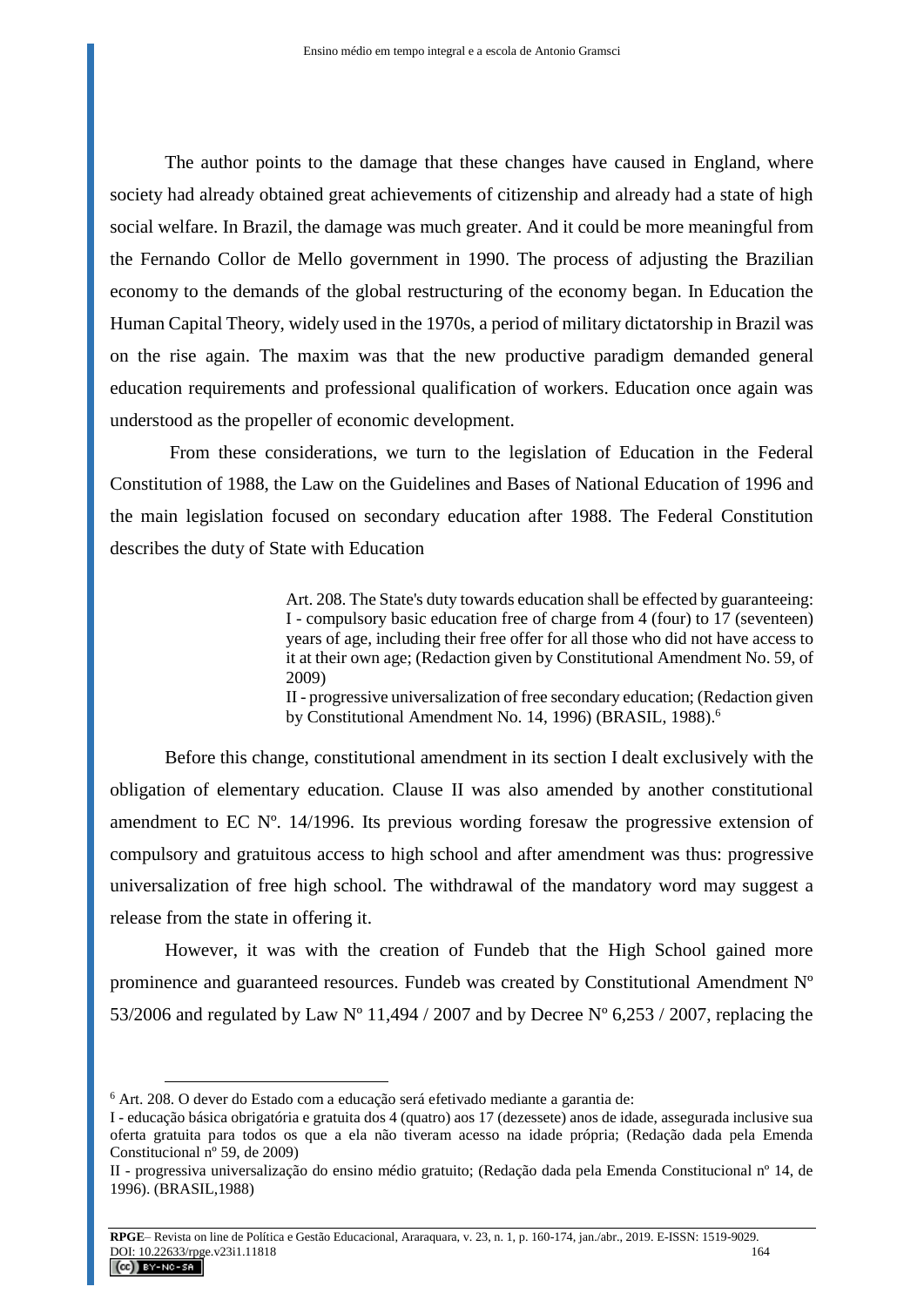The author points to the damage that these changes have caused in England, where society had already obtained great achievements of citizenship and already had a state of high social welfare. In Brazil, the damage was much greater. And it could be more meaningful from the Fernando Collor de Mello government in 1990. The process of adjusting the Brazilian economy to the demands of the global restructuring of the economy began. In Education the Human Capital Theory, widely used in the 1970s, a period of military dictatorship in Brazil was on the rise again. The maxim was that the new productive paradigm demanded general education requirements and professional qualification of workers. Education once again was understood as the propeller of economic development.

From these considerations, we turn to the legislation of Education in the Federal Constitution of 1988, the Law on the Guidelines and Bases of National Education of 1996 and the main legislation focused on secondary education after 1988. The Federal Constitution describes the duty of State with Education

> Art. 208. The State's duty towards education shall be effected by guaranteeing:
> I - compulsory basic education free of charge from 4 (four) to 17 (seventeen) years of age, including their free offer for all those who did not have access to it at their own age; (Redaction given by Constitutional Amendment No. 59, of 2009)
> II - progressive universalization of free secondary education; (Redaction given by Constitutional Amendment No. 14, 1996) (BRASIL, 1988).[6]

Before this change, constitutional amendment in its section I dealt exclusively with the obligation of elementary education. Clause II was also amended by another constitutional amendment to EC Nº. 14/1996. Its previous wording foresaw the progressive extension of compulsory and gratuitous access to high school and after amendment was thus: progressive universalization of free high school. The withdrawal of the mandatory word may suggest a release from the state in offering it.

However, it was with the creation of Fundeb that the High School gained more prominence and guaranteed resources. Fundeb was created by Constitutional Amendment Nº 53/2006 and regulated by Law Nº 11,494 / 2007 and by Decree Nº 6,253 / 2007, replacing the

---

[6] Art. 208. O dever do Estado com a educação será efetivado mediante a garantia de:
I - educação básica obrigatória e gratuita dos 4 (quatro) aos 17 (dezessete) anos de idade, assegurada inclusive sua oferta gratuita para todos os que a ela não tiveram acesso na idade própria; (Redação dada pela Emenda Constitucional nº 59, de 2009)
II - progressiva universalização do ensino médio gratuito; (Redação dada pela Emenda Constitucional nº 14, de 1996). (BRASIL,1988)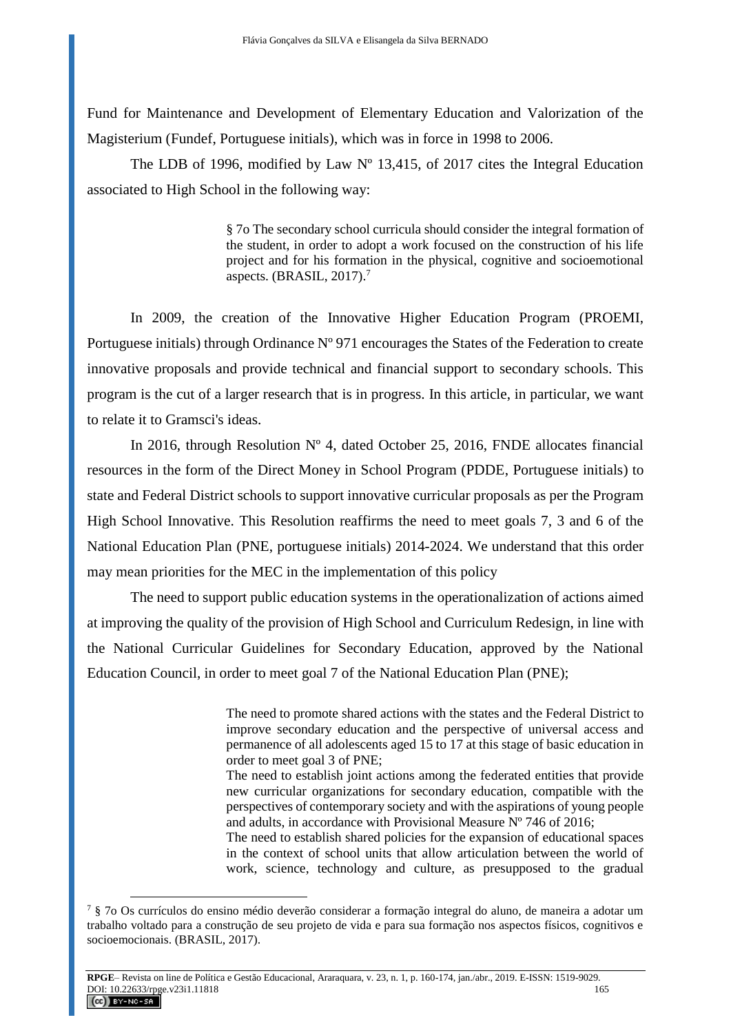Fund for Maintenance and Development of Elementary Education and Valorization of the Magisterium (Fundef, Portuguese initials), which was in force in 1998 to 2006.

The LDB of 1996, modified by Law Nº 13,415, of 2017 cites the Integral Education associated to High School in the following way:

> § 7o The secondary school curricula should consider the integral formation of the student, in order to adopt a work focused on the construction of his life project and for his formation in the physical, cognitive and socioemotional aspects. (BRASIL, 2017).[7]

In 2009, the creation of the Innovative Higher Education Program (PROEMI, Portuguese initials) through Ordinance Nº 971 encourages the States of the Federation to create innovative proposals and provide technical and financial support to secondary schools. This program is the cut of a larger research that is in progress. In this article, in particular, we want to relate it to Gramsci's ideas.

In 2016, through Resolution Nº 4, dated October 25, 2016, FNDE allocates financial resources in the form of the Direct Money in School Program (PDDE, Portuguese initials) to state and Federal District schools to support innovative curricular proposals as per the Program High School Innovative. This Resolution reaffirms the need to meet goals 7, 3 and 6 of the National Education Plan (PNE, portuguese initials) 2014-2024. We understand that this order may mean priorities for the MEC in the implementation of this policy

The need to support public education systems in the operationalization of actions aimed at improving the quality of the provision of High School and Curriculum Redesign, in line with the National Curricular Guidelines for Secondary Education, approved by the National Education Council, in order to meet goal 7 of the National Education Plan (PNE);

> The need to promote shared actions with the states and the Federal District to improve secondary education and the perspective of universal access and permanence of all adolescents aged 15 to 17 at this stage of basic education in order to meet goal 3 of PNE;
> The need to establish joint actions among the federated entities that provide new curricular organizations for secondary education, compatible with the perspectives of contemporary society and with the aspirations of young people and adults, in accordance with Provisional Measure Nº 746 of 2016;
> The need to establish shared policies for the expansion of educational spaces in the context of school units that allow articulation between the world of work, science, technology and culture, as presupposed to the gradual

[7] § 7o Os currículos do ensino médio deverão considerar a formação integral do aluno, de maneira a adotar um trabalho voltado para a construção de seu projeto de vida e para sua formação nos aspectos físicos, cognitivos e socioemocionais. (BRASIL, 2017).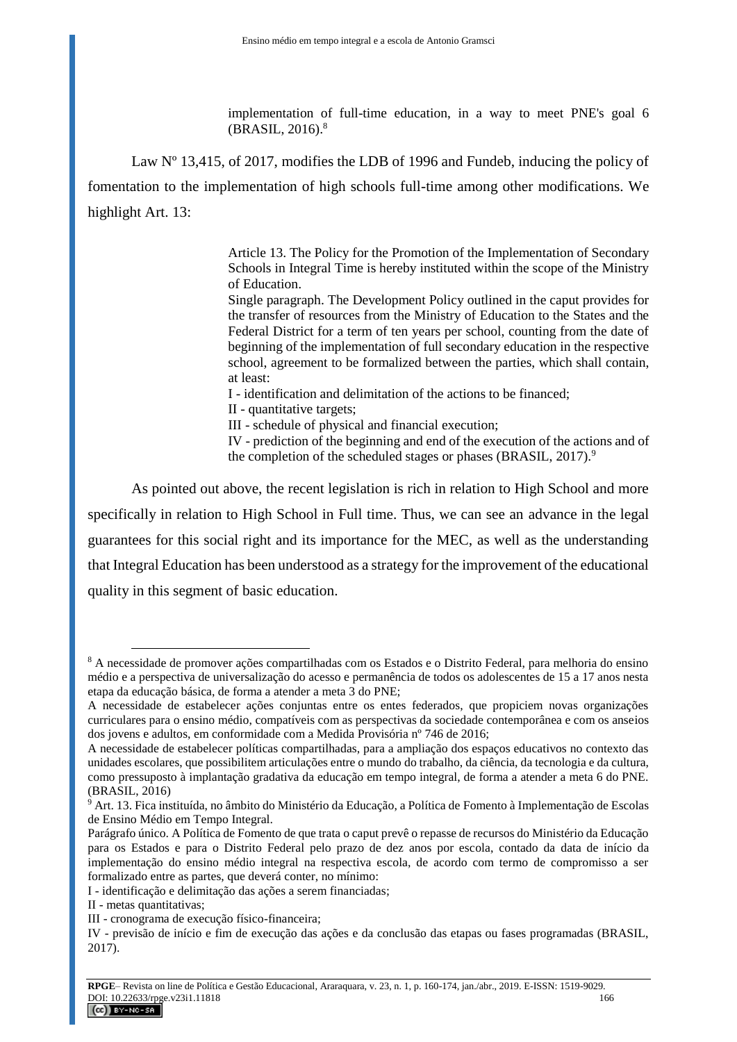> implementation of full-time education, in a way to meet PNE's goal 6 (BRASIL, 2016).[8]

Law Nº 13,415, of 2017, modifies the LDB of 1996 and Fundeb, inducing the policy of fomentation to the implementation of high schools full-time among other modifications. We highlight Art. 13:

> Article 13. The Policy for the Promotion of the Implementation of Secondary Schools in Integral Time is hereby instituted within the scope of the Ministry of Education.
>
> Single paragraph. The Development Policy outlined in the caput provides for the transfer of resources from the Ministry of Education to the States and the Federal District for a term of ten years per school, counting from the date of beginning of the implementation of full secondary education in the respective school, agreement to be formalized between the parties, which shall contain, at least:
>
> I - identification and delimitation of the actions to be financed;
>
> II - quantitative targets;
>
> III - schedule of physical and financial execution;
>
> IV - prediction of the beginning and end of the execution of the actions and of the completion of the scheduled stages or phases (BRASIL, 2017).[9]

As pointed out above, the recent legislation is rich in relation to High School and more specifically in relation to High School in Full time. Thus, we can see an advance in the legal guarantees for this social right and its importance for the MEC, as well as the understanding that Integral Education has been understood as a strategy for the improvement of the educational quality in this segment of basic education.

---

[8] A necessidade de promover ações compartilhadas com os Estados e o Distrito Federal, para melhoria do ensino médio e a perspectiva de universalização do acesso e permanência de todos os adolescentes de 15 a 17 anos nesta etapa da educação básica, de forma a atender a meta 3 do PNE;

A necessidade de estabelecer ações conjuntas entre os entes federados, que propiciem novas organizações curriculares para o ensino médio, compatíveis com as perspectivas da sociedade contemporânea e com os anseios dos jovens e adultos, em conformidade com a Medida Provisória nº 746 de 2016;

A necessidade de estabelecer políticas compartilhadas, para a ampliação dos espaços educativos no contexto das unidades escolares, que possibilitem articulações entre o mundo do trabalho, da ciência, da tecnologia e da cultura, como pressuposto à implantação gradativa da educação em tempo integral, de forma a atender a meta 6 do PNE. (BRASIL, 2016)

[9] Art. 13. Fica instituída, no âmbito do Ministério da Educação, a Política de Fomento à Implementação de Escolas de Ensino Médio em Tempo Integral.

Parágrafo único. A Política de Fomento de que trata o caput prevê o repasse de recursos do Ministério da Educação para os Estados e para o Distrito Federal pelo prazo de dez anos por escola, contado da data de início da implementação do ensino médio integral na respectiva escola, de acordo com termo de compromisso a ser formalizado entre as partes, que deverá conter, no mínimo:

I - identificação e delimitação das ações a serem financiadas;

II - metas quantitativas;

III - cronograma de execução físico-financeira;

IV - previsão de início e fim de execução das ações e da conclusão das etapas ou fases programadas (BRASIL, 2017).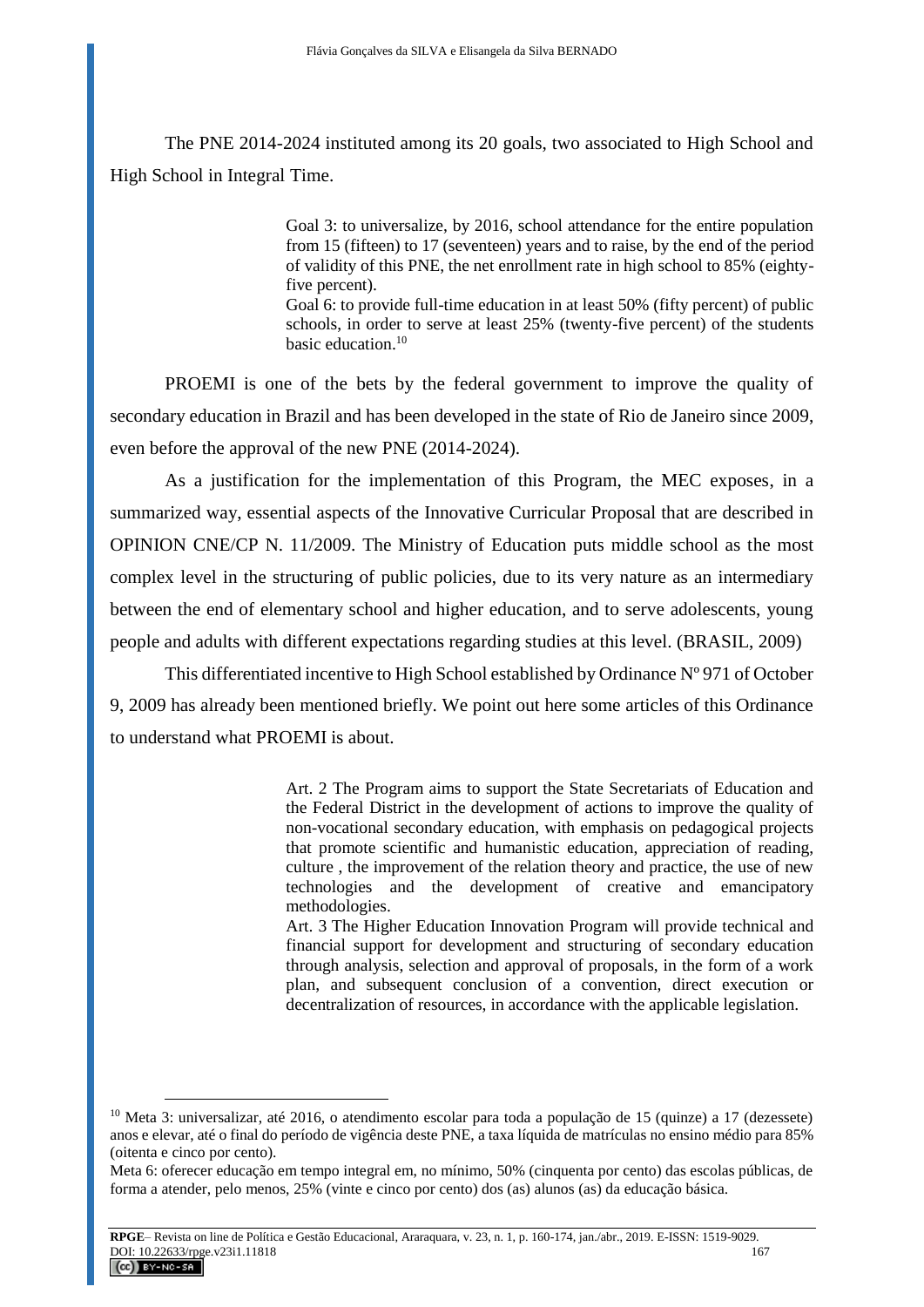The PNE 2014-2024 instituted among its 20 goals, two associated to High School and High School in Integral Time.

> Goal 3: to universalize, by 2016, school attendance for the entire population from 15 (fifteen) to 17 (seventeen) years and to raise, by the end of the period of validity of this PNE, the net enrollment rate in high school to 85% (eighty-five percent).
> Goal 6: to provide full-time education in at least 50% (fifty percent) of public schools, in order to serve at least 25% (twenty-five percent) of the students basic education.[10]

PROEMI is one of the bets by the federal government to improve the quality of secondary education in Brazil and has been developed in the state of Rio de Janeiro since 2009, even before the approval of the new PNE (2014-2024).

As a justification for the implementation of this Program, the MEC exposes, in a summarized way, essential aspects of the Innovative Curricular Proposal that are described in OPINION CNE/CP N. 11/2009. The Ministry of Education puts middle school as the most complex level in the structuring of public policies, due to its very nature as an intermediary between the end of elementary school and higher education, and to serve adolescents, young people and adults with different expectations regarding studies at this level. (BRASIL, 2009)

This differentiated incentive to High School established by Ordinance Nº 971 of October 9, 2009 has already been mentioned briefly. We point out here some articles of this Ordinance to understand what PROEMI is about.

> Art. 2 The Program aims to support the State Secretariats of Education and the Federal District in the development of actions to improve the quality of non-vocational secondary education, with emphasis on pedagogical projects that promote scientific and humanistic education, appreciation of reading, culture , the improvement of the relation theory and practice, the use of new technologies and the development of creative and emancipatory methodologies.
> Art. 3 The Higher Education Innovation Program will provide technical and financial support for development and structuring of secondary education through analysis, selection and approval of proposals, in the form of a work plan, and subsequent conclusion of a convention, direct execution or decentralization of resources, in accordance with the applicable legislation.

---

[10] Meta 3: universalizar, até 2016, o atendimento escolar para toda a população de 15 (quinze) a 17 (dezessete) anos e elevar, até o final do período de vigência deste PNE, a taxa líquida de matrículas no ensino médio para 85% (oitenta e cinco por cento).
Meta 6: oferecer educação em tempo integral em, no mínimo, 50% (cinquenta por cento) das escolas públicas, de forma a atender, pelo menos, 25% (vinte e cinco por cento) dos (as) alunos (as) da educação básica.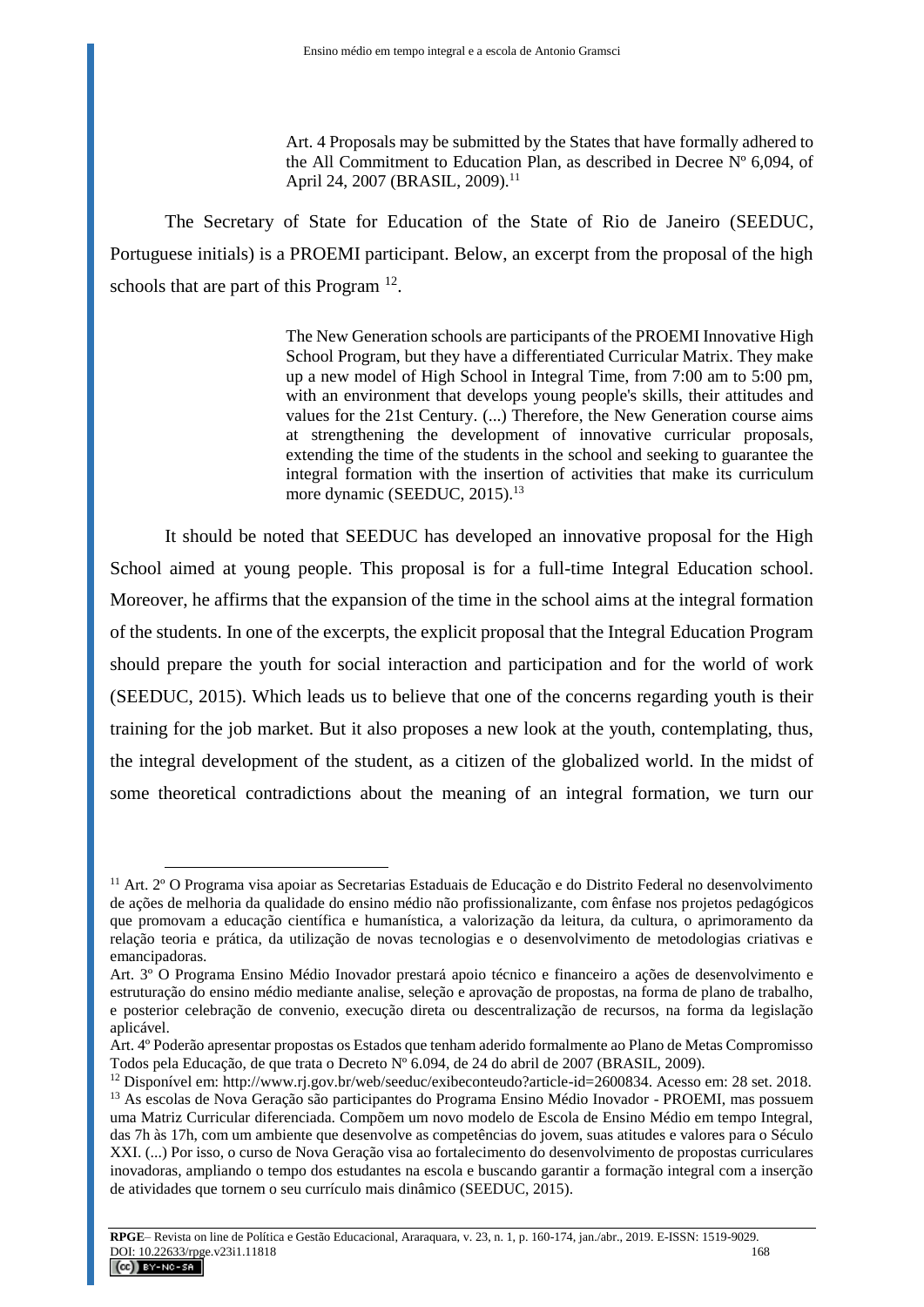> Art. 4 Proposals may be submitted by the States that have formally adhered to the All Commitment to Education Plan, as described in Decree Nº 6,094, of April 24, 2007 (BRASIL, 2009).[11]

The Secretary of State for Education of the State of Rio de Janeiro (SEEDUC, Portuguese initials) is a PROEMI participant. Below, an excerpt from the proposal of the high schools that are part of this Program [12].

> The New Generation schools are participants of the PROEMI Innovative High School Program, but they have a differentiated Curricular Matrix. They make up a new model of High School in Integral Time, from 7:00 am to 5:00 pm, with an environment that develops young people's skills, their attitudes and values for the 21st Century. (...) Therefore, the New Generation course aims at strengthening the development of innovative curricular proposals, extending the time of the students in the school and seeking to guarantee the integral formation with the insertion of activities that make its curriculum more dynamic (SEEDUC, 2015).[13]

It should be noted that SEEDUC has developed an innovative proposal for the High School aimed at young people. This proposal is for a full-time Integral Education school. Moreover, he affirms that the expansion of the time in the school aims at the integral formation of the students. In one of the excerpts, the explicit proposal that the Integral Education Program should prepare the youth for social interaction and participation and for the world of work (SEEDUC, 2015). Which leads us to believe that one of the concerns regarding youth is their training for the job market. But it also proposes a new look at the youth, contemplating, thus, the integral development of the student, as a citizen of the globalized world. In the midst of some theoretical contradictions about the meaning of an integral formation, we turn our

---

[11] Art. 2º O Programa visa apoiar as Secretarias Estaduais de Educação e do Distrito Federal no desenvolvimento de ações de melhoria da qualidade do ensino médio não profissionalizante, com ênfase nos projetos pedagógicos que promovam a educação científica e humanística, a valorização da leitura, da cultura, o aprimoramento da relação teoria e prática, da utilização de novas tecnologias e o desenvolvimento de metodologias criativas e emancipadoras.

Art. 3º O Programa Ensino Médio Inovador prestará apoio técnico e financeiro a ações de desenvolvimento e estruturação do ensino médio mediante analise, seleção e aprovação de propostas, na forma de plano de trabalho, e posterior celebração de convenio, execução direta ou descentralização de recursos, na forma da legislação aplicável.

Art. 4º Poderão apresentar propostas os Estados que tenham aderido formalmente ao Plano de Metas Compromisso Todos pela Educação, de que trata o Decreto Nº 6.094, de 24 do abril de 2007 (BRASIL, 2009).

[12] Disponível em: http://www.rj.gov.br/web/seeduc/exibeconteudo?article-id=2600834. Acesso em: 28 set. 2018.

[13] As escolas de Nova Geração são participantes do Programa Ensino Médio Inovador - PROEMI, mas possuem uma Matriz Curricular diferenciada. Compõem um novo modelo de Escola de Ensino Médio em tempo Integral, das 7h às 17h, com um ambiente que desenvolve as competências do jovem, suas atitudes e valores para o Século XXI. (...) Por isso, o curso de Nova Geração visa ao fortalecimento do desenvolvimento de propostas curriculares inovadoras, ampliando o tempo dos estudantes na escola e buscando garantir a formação integral com a inserção de atividades que tornem o seu currículo mais dinâmico (SEEDUC, 2015).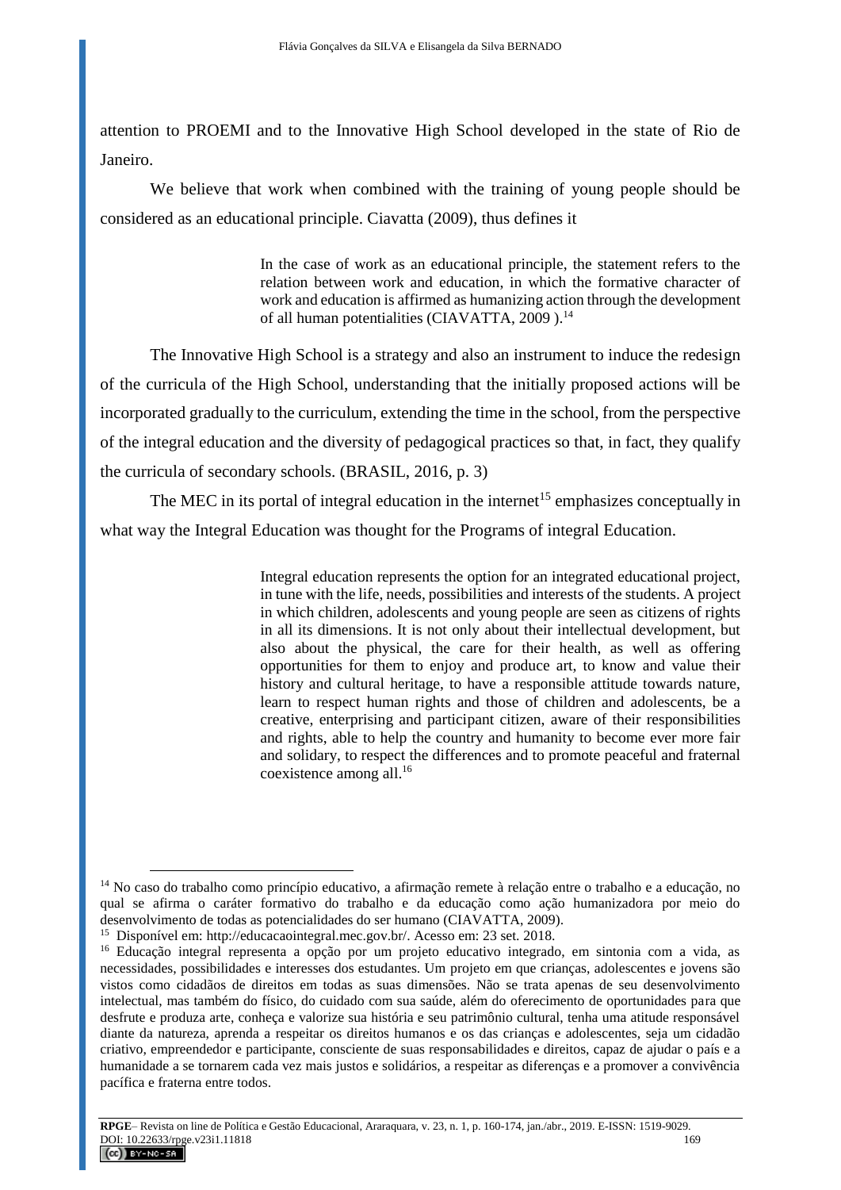attention to PROEMI and to the Innovative High School developed in the state of Rio de Janeiro.

We believe that work when combined with the training of young people should be considered as an educational principle. Ciavatta (2009), thus defines it

> In the case of work as an educational principle, the statement refers to the relation between work and education, in which the formative character of work and education is affirmed as humanizing action through the development of all human potentialities (CIAVATTA, 2009 ).[14]

The Innovative High School is a strategy and also an instrument to induce the redesign of the curricula of the High School, understanding that the initially proposed actions will be incorporated gradually to the curriculum, extending the time in the school, from the perspective of the integral education and the diversity of pedagogical practices so that, in fact, they qualify the curricula of secondary schools. (BRASIL, 2016, p. 3)

The MEC in its portal of integral education in the internet[15] emphasizes conceptually in what way the Integral Education was thought for the Programs of integral Education.

> Integral education represents the option for an integrated educational project, in tune with the life, needs, possibilities and interests of the students. A project in which children, adolescents and young people are seen as citizens of rights in all its dimensions. It is not only about their intellectual development, but also about the physical, the care for their health, as well as offering opportunities for them to enjoy and produce art, to know and value their history and cultural heritage, to have a responsible attitude towards nature, learn to respect human rights and those of children and adolescents, be a creative, enterprising and participant citizen, aware of their responsibilities and rights, able to help the country and humanity to become ever more fair and solidary, to respect the differences and to promote peaceful and fraternal coexistence among all.[16]

---

[14] No caso do trabalho como princípio educativo, a afirmação remete à relação entre o trabalho e a educação, no qual se afirma o caráter formativo do trabalho e da educação como ação humanizadora por meio do desenvolvimento de todas as potencialidades do ser humano (CIAVATTA, 2009).

[15] Disponível em: http://educacaointegral.mec.gov.br/. Acesso em: 23 set. 2018.

[16] Educação integral representa a opção por um projeto educativo integrado, em sintonia com a vida, as necessidades, possibilidades e interesses dos estudantes. Um projeto em que crianças, adolescentes e jovens são vistos como cidadãos de direitos em todas as suas dimensões. Não se trata apenas de seu desenvolvimento intelectual, mas também do físico, do cuidado com sua saúde, além do oferecimento de oportunidades para que desfrute e produza arte, conheça e valorize sua história e seu patrimônio cultural, tenha uma atitude responsável diante da natureza, aprenda a respeitar os direitos humanos e os das crianças e adolescentes, seja um cidadão criativo, empreendedor e participante, consciente de suas responsabilidades e direitos, capaz de ajudar o país e a humanidade a se tornarem cada vez mais justos e solidários, a respeitar as diferenças e a promover a convivência pacífica e fraterna entre todos.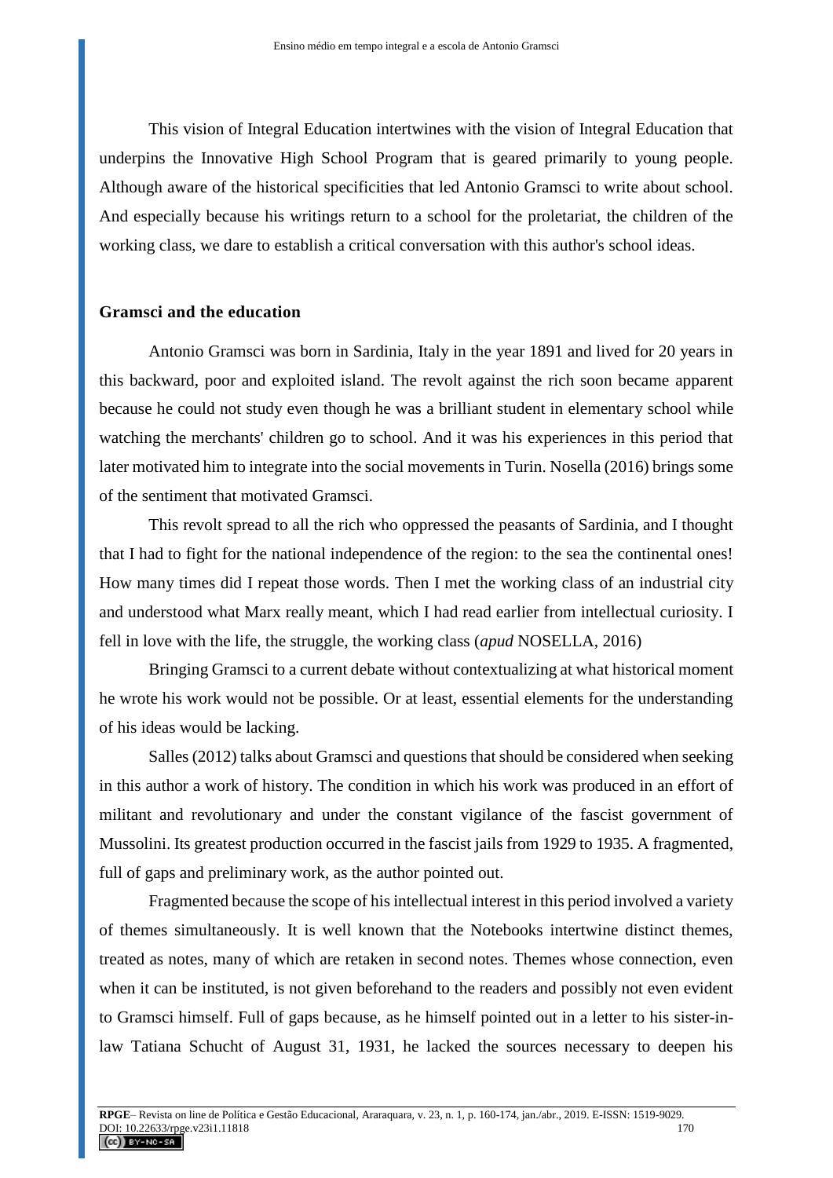This vision of Integral Education intertwines with the vision of Integral Education that underpins the Innovative High School Program that is geared primarily to young people. Although aware of the historical specificities that led Antonio Gramsci to write about school. And especially because his writings return to a school for the proletariat, the children of the working class, we dare to establish a critical conversation with this author's school ideas.

## Gramsci and the education

Antonio Gramsci was born in Sardinia, Italy in the year 1891 and lived for 20 years in this backward, poor and exploited island. The revolt against the rich soon became apparent because he could not study even though he was a brilliant student in elementary school while watching the merchants' children go to school. And it was his experiences in this period that later motivated him to integrate into the social movements in Turin. Nosella (2016) brings some of the sentiment that motivated Gramsci.

This revolt spread to all the rich who oppressed the peasants of Sardinia, and I thought that I had to fight for the national independence of the region: to the sea the continental ones! How many times did I repeat those words. Then I met the working class of an industrial city and understood what Marx really meant, which I had read earlier from intellectual curiosity. I fell in love with the life, the struggle, the working class (*apud* NOSELLA, 2016)

Bringing Gramsci to a current debate without contextualizing at what historical moment he wrote his work would not be possible. Or at least, essential elements for the understanding of his ideas would be lacking.

Salles (2012) talks about Gramsci and questions that should be considered when seeking in this author a work of history. The condition in which his work was produced in an effort of militant and revolutionary and under the constant vigilance of the fascist government of Mussolini. Its greatest production occurred in the fascist jails from 1929 to 1935. A fragmented, full of gaps and preliminary work, as the author pointed out.

Fragmented because the scope of his intellectual interest in this period involved a variety of themes simultaneously. It is well known that the Notebooks intertwine distinct themes, treated as notes, many of which are retaken in second notes. Themes whose connection, even when it can be instituted, is not given beforehand to the readers and possibly not even evident to Gramsci himself. Full of gaps because, as he himself pointed out in a letter to his sister-in-law Tatiana Schucht of August 31, 1931, he lacked the sources necessary to deepen his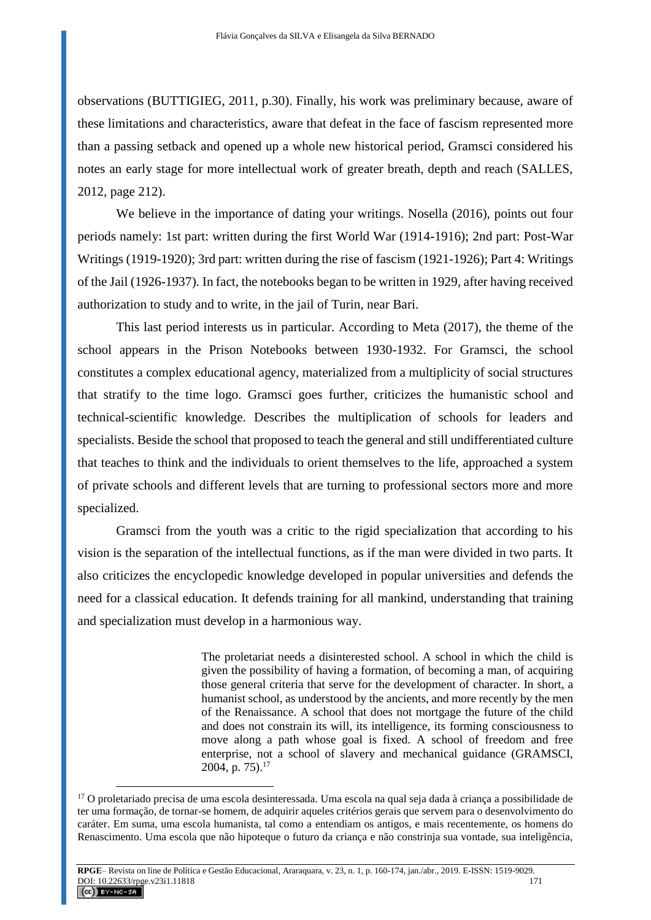observations (BUTTIGIEG, 2011, p.30). Finally, his work was preliminary because, aware of these limitations and characteristics, aware that defeat in the face of fascism represented more than a passing setback and opened up a whole new historical period, Gramsci considered his notes an early stage for more intellectual work of greater breath, depth and reach (SALLES, 2012, page 212).

We believe in the importance of dating your writings. Nosella (2016), points out four periods namely: 1st part: written during the first World War (1914-1916); 2nd part: Post-War Writings (1919-1920); 3rd part: written during the rise of fascism (1921-1926); Part 4: Writings of the Jail (1926-1937). In fact, the notebooks began to be written in 1929, after having received authorization to study and to write, in the jail of Turin, near Bari.

This last period interests us in particular. According to Meta (2017), the theme of the school appears in the Prison Notebooks between 1930-1932. For Gramsci, the school constitutes a complex educational agency, materialized from a multiplicity of social structures that stratify to the time logo. Gramsci goes further, criticizes the humanistic school and technical-scientific knowledge. Describes the multiplication of schools for leaders and specialists. Beside the school that proposed to teach the general and still undifferentiated culture that teaches to think and the individuals to orient themselves to the life, approached a system of private schools and different levels that are turning to professional sectors more and more specialized.

Gramsci from the youth was a critic to the rigid specialization that according to his vision is the separation of the intellectual functions, as if the man were divided in two parts. It also criticizes the encyclopedic knowledge developed in popular universities and defends the need for a classical education. It defends training for all mankind, understanding that training and specialization must develop in a harmonious way.

> The proletariat needs a disinterested school. A school in which the child is given the possibility of having a formation, of becoming a man, of acquiring those general criteria that serve for the development of character. In short, a humanist school, as understood by the ancients, and more recently by the men of the Renaissance. A school that does not mortgage the future of the child and does not constrain its will, its intelligence, its forming consciousness to move along a path whose goal is fixed. A school of freedom and free enterprise, not a school of slavery and mechanical guidance (GRAMSCI, 2004, p. 75).[17]

[17] O proletariado precisa de uma escola desinteressada. Uma escola na qual seja dada à criança a possibilidade de ter uma formação, de tornar-se homem, de adquirir aqueles critérios gerais que servem para o desenvolvimento do caráter. Em suma, uma escola humanista, tal como a entendiam os antigos, e mais recentemente, os homens do Renascimento. Uma escola que não hipoteque o futuro da criança e não constrinja sua vontade, sua inteligência,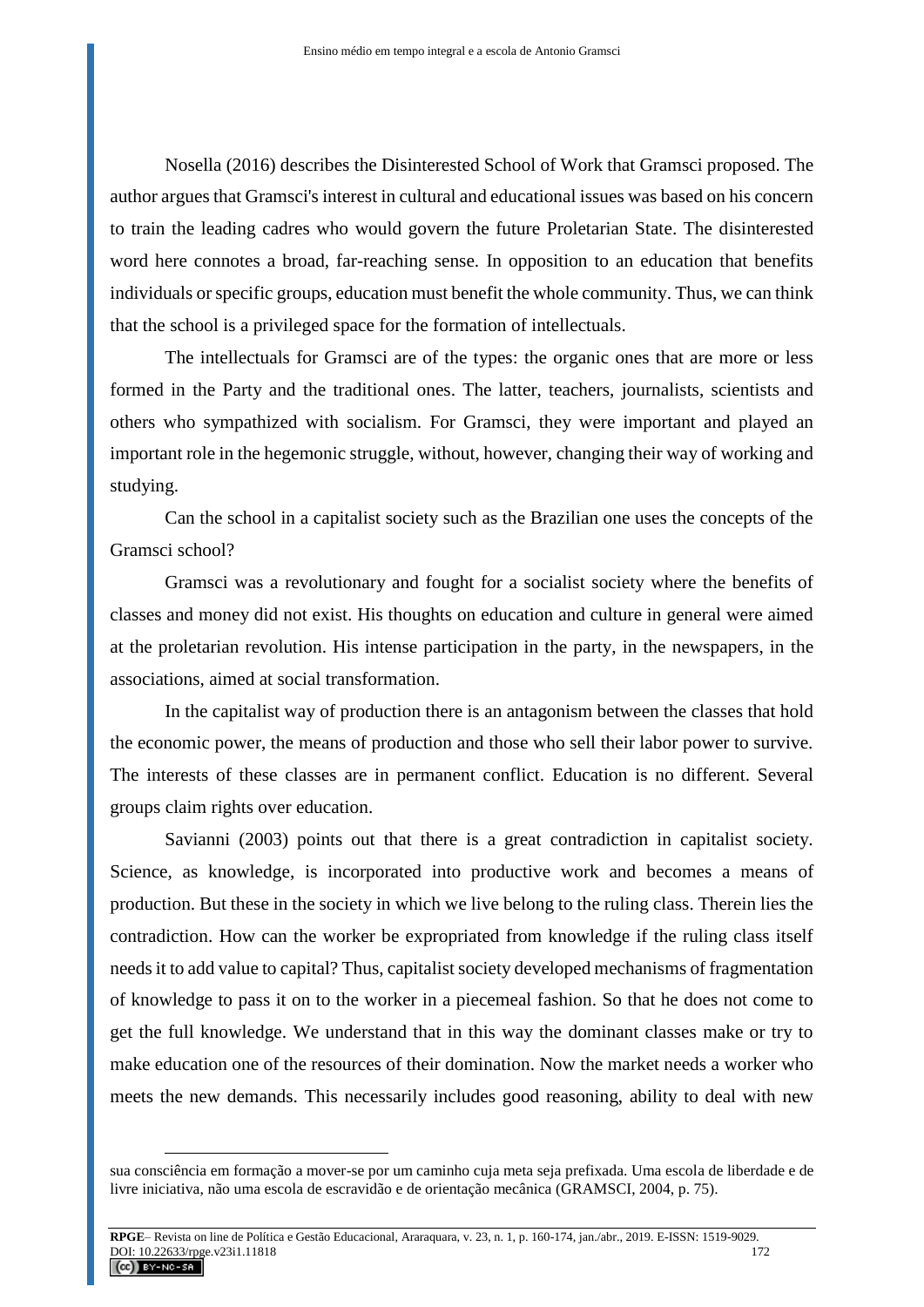Nosella (2016) describes the Disinterested School of Work that Gramsci proposed. The author argues that Gramsci's interest in cultural and educational issues was based on his concern to train the leading cadres who would govern the future Proletarian State. The disinterested word here connotes a broad, far-reaching sense. In opposition to an education that benefits individuals or specific groups, education must benefit the whole community. Thus, we can think that the school is a privileged space for the formation of intellectuals.

The intellectuals for Gramsci are of the types: the organic ones that are more or less formed in the Party and the traditional ones. The latter, teachers, journalists, scientists and others who sympathized with socialism. For Gramsci, they were important and played an important role in the hegemonic struggle, without, however, changing their way of working and studying.

Can the school in a capitalist society such as the Brazilian one uses the concepts of the Gramsci school?

Gramsci was a revolutionary and fought for a socialist society where the benefits of classes and money did not exist. His thoughts on education and culture in general were aimed at the proletarian revolution. His intense participation in the party, in the newspapers, in the associations, aimed at social transformation.

In the capitalist way of production there is an antagonism between the classes that hold the economic power, the means of production and those who sell their labor power to survive. The interests of these classes are in permanent conflict. Education is no different. Several groups claim rights over education.

Savianni (2003) points out that there is a great contradiction in capitalist society. Science, as knowledge, is incorporated into productive work and becomes a means of production. But these in the society in which we live belong to the ruling class. Therein lies the contradiction. How can the worker be expropriated from knowledge if the ruling class itself needs it to add value to capital? Thus, capitalist society developed mechanisms of fragmentation of knowledge to pass it on to the worker in a piecemeal fashion. So that he does not come to get the full knowledge. We understand that in this way the dominant classes make or try to make education one of the resources of their domination. Now the market needs a worker who meets the new demands. This necessarily includes good reasoning, ability to deal with new

---

sua consciência em formação a mover-se por um caminho cuja meta seja prefixada. Uma escola de liberdade e de livre iniciativa, não uma escola de escravidão e de orientação mecânica (GRAMSCI, 2004, p. 75).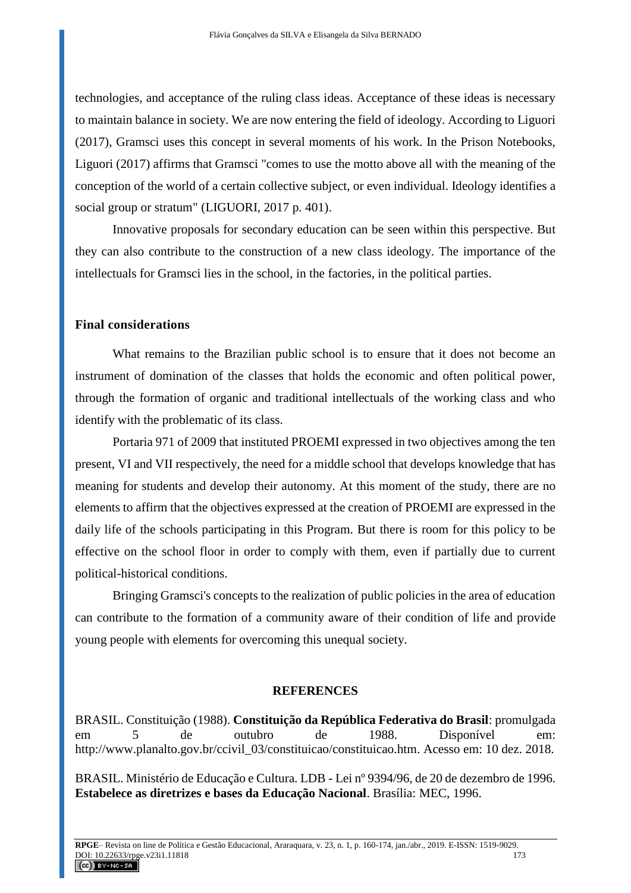technologies, and acceptance of the ruling class ideas. Acceptance of these ideas is necessary to maintain balance in society. We are now entering the field of ideology. According to Liguori (2017), Gramsci uses this concept in several moments of his work. In the Prison Notebooks, Liguori (2017) affirms that Gramsci "comes to use the motto above all with the meaning of the conception of the world of a certain collective subject, or even individual. Ideology identifies a social group or stratum" (LIGUORI, 2017 p. 401).

Innovative proposals for secondary education can be seen within this perspective. But they can also contribute to the construction of a new class ideology. The importance of the intellectuals for Gramsci lies in the school, in the factories, in the political parties.

## Final considerations

What remains to the Brazilian public school is to ensure that it does not become an instrument of domination of the classes that holds the economic and often political power, through the formation of organic and traditional intellectuals of the working class and who identify with the problematic of its class.

Portaria 971 of 2009 that instituted PROEMI expressed in two objectives among the ten present, VI and VII respectively, the need for a middle school that develops knowledge that has meaning for students and develop their autonomy. At this moment of the study, there are no elements to affirm that the objectives expressed at the creation of PROEMI are expressed in the daily life of the schools participating in this Program. But there is room for this policy to be effective on the school floor in order to comply with them, even if partially due to current political-historical conditions.

Bringing Gramsci's concepts to the realization of public policies in the area of education can contribute to the formation of a community aware of their condition of life and provide young people with elements for overcoming this unequal society.

## REFERENCES

BRASIL. Constituição (1988). **Constituição da República Federativa do Brasil**: promulgada em 5 de outubro de 1988. Disponível em: http://www.planalto.gov.br/ccivil_03/constituicao/constituicao.htm. Acesso em: 10 dez. 2018.

BRASIL. Ministério de Educação e Cultura. LDB - Lei nº 9394/96, de 20 de dezembro de 1996. **Estabelece as diretrizes e bases da Educação Nacional**. Brasília: MEC, 1996.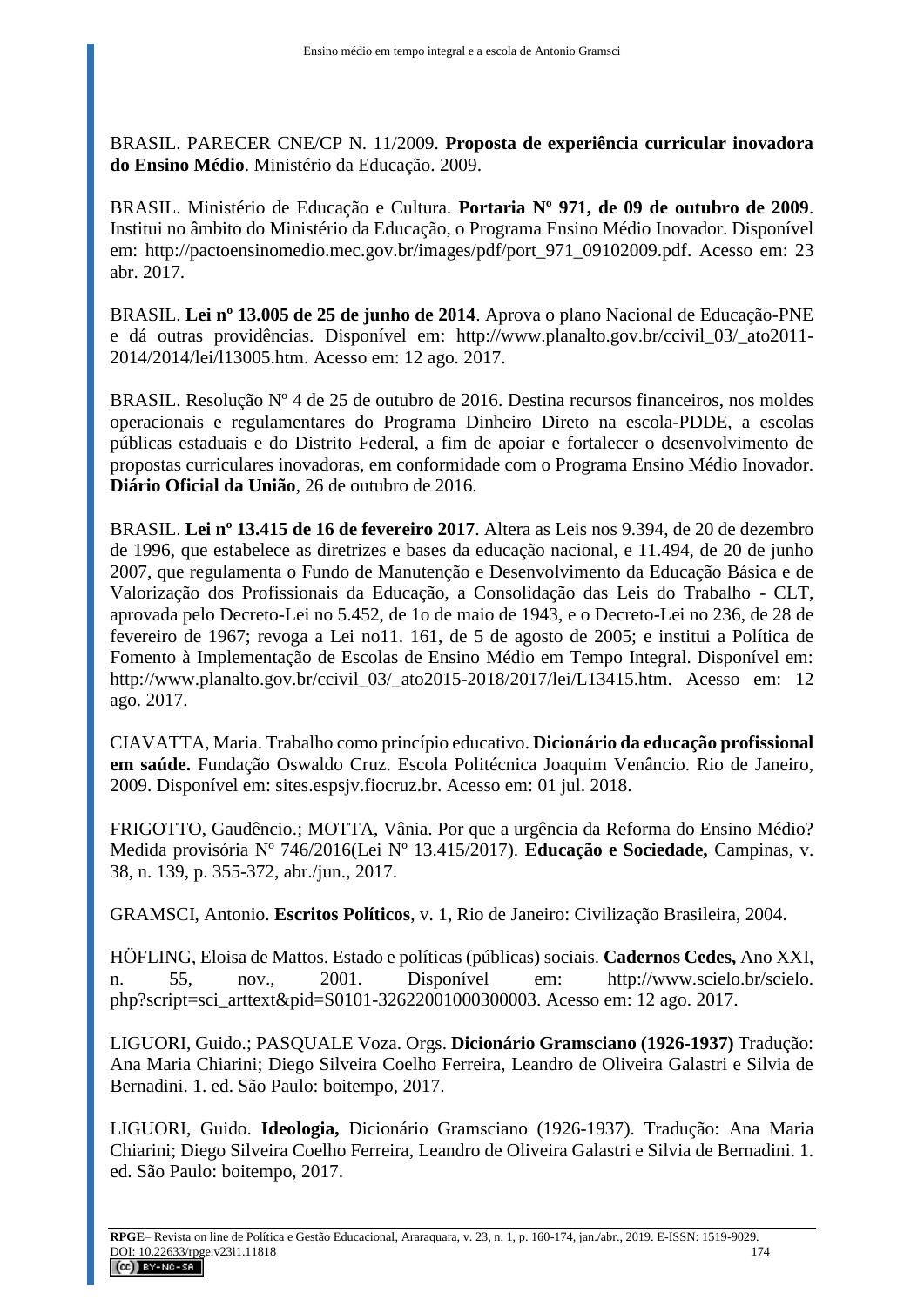BRASIL. PARECER CNE/CP N. 11/2009. **Proposta de experiência curricular inovadora do Ensino Médio**. Ministério da Educação. 2009.

BRASIL. Ministério de Educação e Cultura. **Portaria Nº 971, de 09 de outubro de 2009**. Institui no âmbito do Ministério da Educação, o Programa Ensino Médio Inovador. Disponível em: http://pactoensinomedio.mec.gov.br/images/pdf/port_971_09102009.pdf. Acesso em: 23 abr. 2017.

BRASIL. **Lei nº 13.005 de 25 de junho de 2014**. Aprova o plano Nacional de Educação-PNE e dá outras providências. Disponível em: http://www.planalto.gov.br/ccivil_03/_ato2011-2014/2014/lei/l13005.htm. Acesso em: 12 ago. 2017.

BRASIL. Resolução Nº 4 de 25 de outubro de 2016. Destina recursos financeiros, nos moldes operacionais e regulamentares do Programa Dinheiro Direto na escola-PDDE, a escolas públicas estaduais e do Distrito Federal, a fim de apoiar e fortalecer o desenvolvimento de propostas curriculares inovadoras, em conformidade com o Programa Ensino Médio Inovador. **Diário Oficial da União**, 26 de outubro de 2016.

BRASIL. **Lei nº 13.415 de 16 de fevereiro 2017**. Altera as Leis nos 9.394, de 20 de dezembro de 1996, que estabelece as diretrizes e bases da educação nacional, e 11.494, de 20 de junho 2007, que regulamenta o Fundo de Manutenção e Desenvolvimento da Educação Básica e de Valorização dos Profissionais da Educação, a Consolidação das Leis do Trabalho - CLT, aprovada pelo Decreto-Lei no 5.452, de 1o de maio de 1943, e o Decreto-Lei no 236, de 28 de fevereiro de 1967; revoga a Lei no11. 161, de 5 de agosto de 2005; e institui a Política de Fomento à Implementação de Escolas de Ensino Médio em Tempo Integral. Disponível em: http://www.planalto.gov.br/ccivil_03/_ato2015-2018/2017/lei/L13415.htm. Acesso em: 12 ago. 2017.

CIAVATTA, Maria. Trabalho como princípio educativo. **Dicionário da educação profissional em saúde.** Fundação Oswaldo Cruz. Escola Politécnica Joaquim Venâncio. Rio de Janeiro, 2009. Disponível em: sites.espsjv.fiocruz.br. Acesso em: 01 jul. 2018.

FRIGOTTO, Gaudêncio.; MOTTA, Vânia. Por que a urgência da Reforma do Ensino Médio? Medida provisória Nº 746/2016(Lei Nº 13.415/2017). **Educação e Sociedade,** Campinas, v. 38, n. 139, p. 355-372, abr./jun., 2017.

GRAMSCI, Antonio. **Escritos Políticos**, v. 1, Rio de Janeiro: Civilização Brasileira, 2004.

HÖFLING, Eloisa de Mattos. Estado e políticas (públicas) sociais. **Cadernos Cedes,** Ano XXI, n. 55, nov., 2001. Disponível em: http://www.scielo.br/scielo.php?script=sci_arttext&pid=S0101-32622001000300003. Acesso em: 12 ago. 2017.

LIGUORI, Guido.; PASQUALE Voza. Orgs. **Dicionário Gramsciano (1926-1937)** Tradução: Ana Maria Chiarini; Diego Silveira Coelho Ferreira, Leandro de Oliveira Galastri e Silvia de Bernadini. 1. ed. São Paulo: boitempo, 2017.

LIGUORI, Guido. **Ideologia,** Dicionário Gramsciano (1926-1937). Tradução: Ana Maria Chiarini; Diego Silveira Coelho Ferreira, Leandro de Oliveira Galastri e Silvia de Bernadini. 1. ed. São Paulo: boitempo, 2017.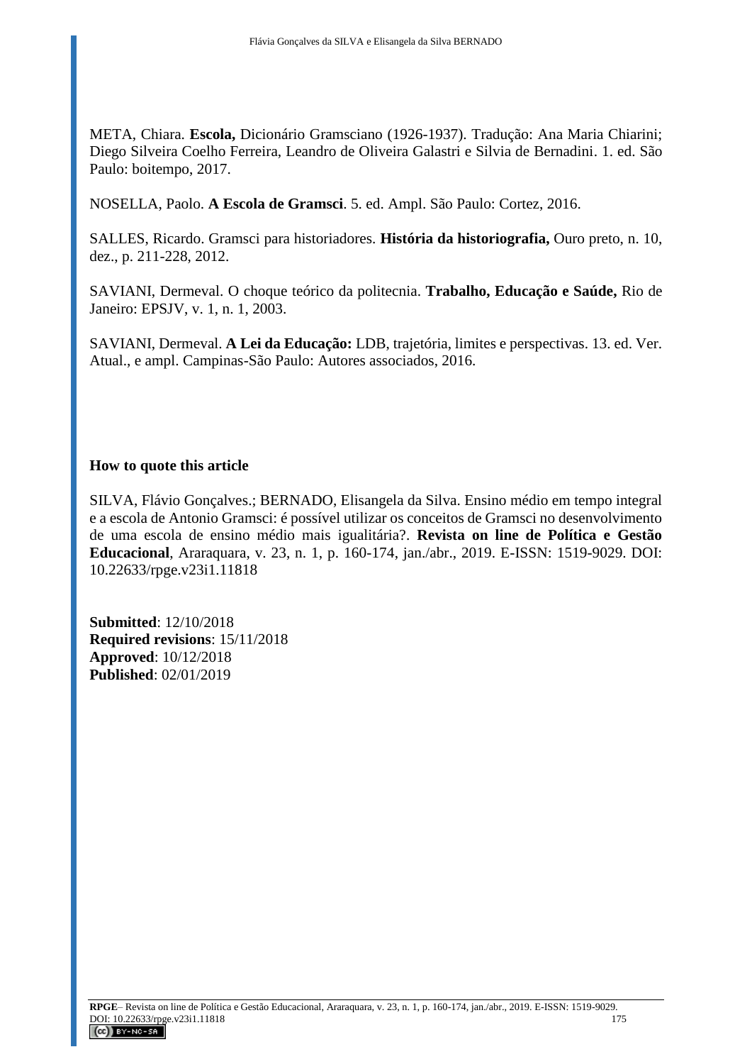META, Chiara. **Escola,** Dicionário Gramsciano (1926-1937). Tradução: Ana Maria Chiarini; Diego Silveira Coelho Ferreira, Leandro de Oliveira Galastri e Silvia de Bernadini. 1. ed. São Paulo: boitempo, 2017.

NOSELLA, Paolo. **A Escola de Gramsci**. 5. ed. Ampl. São Paulo: Cortez, 2016.

SALLES, Ricardo. Gramsci para historiadores. **História da historiografia,** Ouro preto, n. 10, dez., p. 211-228, 2012.

SAVIANI, Dermeval. O choque teórico da politecnia. **Trabalho, Educação e Saúde,** Rio de Janeiro: EPSJV, v. 1, n. 1, 2003.

SAVIANI, Dermeval. **A Lei da Educação:** LDB, trajetória, limites e perspectivas. 13. ed. Ver. Atual., e ampl. Campinas-São Paulo: Autores associados, 2016.

**How to quote this article**

SILVA, Flávio Gonçalves.; BERNADO, Elisangela da Silva. Ensino médio em tempo integral e a escola de Antonio Gramsci: é possível utilizar os conceitos de Gramsci no desenvolvimento de uma escola de ensino médio mais igualitária?. **Revista on line de Política e Gestão Educacional**, Araraquara, v. 23, n. 1, p. 160-174, jan./abr., 2019. E-ISSN: 1519-9029. DOI: 10.22633/rpge.v23i1.11818

**Submitted**: 12/10/2018
**Required revisions**: 15/11/2018
**Approved**: 10/12/2018
**Published**: 02/01/2019